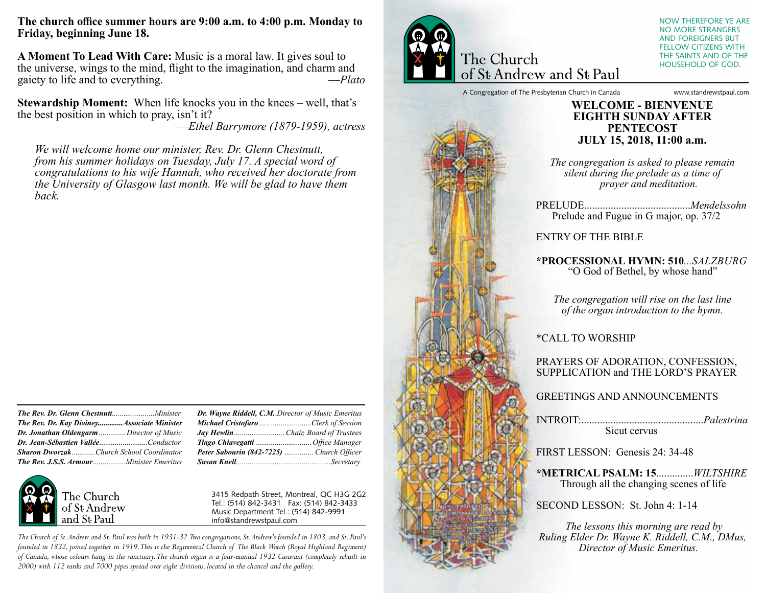**The church office summer hours are 9:00 a.m. to 4:00 p.m. Monday to Friday, beginning June 18.**

**A Moment To Lead With Care:** Music is a moral law. It gives soul to the universe, wings to the mind, flight to the imagination, and charm and gaiety to life and to everything. *—Plato*

**Stewardship Moment:** When life knocks you in the knees – well, that's the best position in which to pray, isn't it?
*—Ethel Barrymore (1879-1959), actress*

*We will welcome home our minister, Rev. Dr. Glenn Chestnutt, from his summer holidays on Tuesday, July 17. A special word of congratulations to his wife Hannah, who received her doctorate from the University of Glasgow last month. We will be glad to have them back.*

| | |
|---|---|
| ***The Rev. Dr. Glenn Chestnutt***......................*Minister* | ***Dr. Wayne Riddell, C.M.***..*Director of Music Emeritus* |
| ***The Rev. Dr. Kay Diviney*****.............*Associate Minister*** | ***Michael Cristofaro***...... .....................*Clerk of Session* |
| ***Dr. Jonathan Oldengarm***..............*Director of Music* | ***Jay Hewlin***.......................... *Chair, Board of Trustees* |
| ***Dr. Jean-Sébastien Vallée***.........................*Conductor* | ***Tiago Chiavegatti*** ............................*Office Manager* |
| ***Sharon Dworzak***............*Church School Coordinator* | ***Peter Sabourin (842-7225)*** .............. *Church Officer* |
| ***The Rev. J.S.S. Armour***.................*Minister Emeritus* | ***Susan Knell***................................................*Secretary* |

The Church of St Andrew and St Paul

3415 Redpath Street, Montreal, QC H3G 2G2
Tel.: (514) 842-3431 Fax: (514) 842-3433
Music Department Tel.: (514) 842-9991
info@standrewstpaul.com

*The Church of St. Andrew and St. Paul was built in 1931-32. Two congregations, St. Andrew's founded in 1803, and St. Paul's founded in 1832, joined together in 1919. This is the Regimental Church of The Black Watch (Royal Highland Regiment) of Canada, whose colours hang in the sanctuary. The church organ is a four-manual 1932 Casavant (completely rebuilt in 2000) with 112 ranks and 7000 pipes spread over eight divisions, located in the chancel and the gallery.*

# The Church of St Andrew and St Paul

NOW THEREFORE YE ARE NO MORE STRANGERS AND FOREIGNERS BUT FELLOW CITIZENS WITH THE SAINTS AND OF THE HOUSEHOLD OF GOD.

A Congregation of The Presbyterian Church in Canada — www.standrewstpaul.com

## WELCOME - BIENVENUE
## EIGHTH SUNDAY AFTER PENTECOST
## JULY 15, 2018, 11:00 a.m.

*The congregation is asked to please remain silent during the prelude as a time of prayer and meditation.*

PRELUDE........................................*Mendelssohn*
Prelude and Fugue in G major, op. 37/2

ENTRY OF THE BIBLE

**\*PROCESSIONAL HYMN: 510**...*SALZBURG*
"O God of Bethel, by whose hand"

*The congregation will rise on the last line of the organ introduction to the hymn.*

\*CALL TO WORSHIP

PRAYERS OF ADORATION, CONFESSION, SUPPLICATION and THE LORD'S PRAYER

GREETINGS AND ANNOUNCEMENTS

INTROIT:..............................................*Palestrina*
Sicut cervus

FIRST LESSON: Genesis 24: 34-48

**\*METRICAL PSALM: 15**.............*WILTSHIRE*
Through all the changing scenes of life

SECOND LESSON: St. John 4: 1-14

*The lessons this morning are read by Ruling Elder Dr. Wayne K. Riddell, C.M., DMus, Director of Music Emeritus.*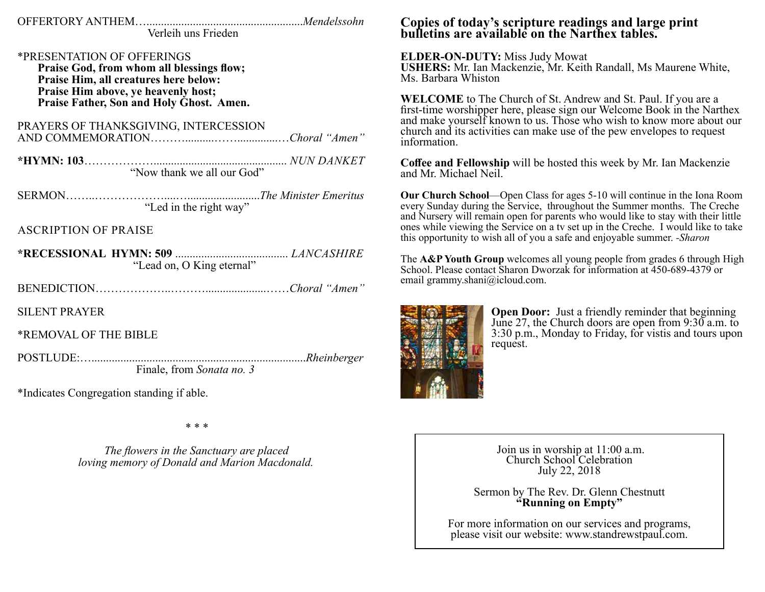OFFERTORY ANTHEM…......................................................*Mendelssohn*
Verleih uns Frieden

*PRESENTATION OF OFFERINGS
**Praise God, from whom all blessings flow;**
**Praise Him, all creatures here below:**
**Praise Him above, ye heavenly host;**
**Praise Father, Son and Holy Ghost. Amen.**

PRAYERS OF THANKSGIVING, INTERCESSION
AND COMMEMORATION……...........……...............…*Choral "Amen"*

***HYMN: 103**……………….............................................. *NUN DANKET*
"Now thank we all our God"

SERMON……..………………......….........................*The Minister Emeritus*
"Led in the right way"

ASCRIPTION OF PRAISE

***RECESSIONAL HYMN: 509** ....................................... *LANCASHIRE*
"Lead on, O King eternal"

BENEDICTION………………..………......................……*Choral "Amen"*

SILENT PRAYER

*REMOVAL OF THE BIBLE

POSTLUDE:….........................................................................*Rheinberger*
Finale, from *Sonata no. 3*

*Indicates Congregation standing if able.

\* \* \*

*The flowers in the Sanctuary are placed*
*loving memory of Donald and Marion Macdonald.*

**Copies of today's scripture readings and large print bulletins are available on the Narthex tables.**

**ELDER-ON-DUTY:** Miss Judy Mowat
**USHERS:** Mr. Ian Mackenzie, Mr. Keith Randall, Ms Maurene White, Ms. Barbara Whiston

**WELCOME** to The Church of St. Andrew and St. Paul. If you are a first-time worshipper here, please sign our Welcome Book in the Narthex and make yourself known to us. Those who wish to know more about our church and its activities can make use of the pew envelopes to request information.

**Coffee and Fellowship** will be hosted this week by Mr. Ian Mackenzie and Mr. Michael Neil.

**Our Church School**—Open Class for ages 5-10 will continue in the Iona Room every Sunday during the Service, throughout the Summer months. The Creche and Nursery will remain open for parents who would like to stay with their little ones while viewing the Service on a tv set up in the Creche. I would like to take this opportunity to wish all of you a safe and enjoyable summer. *-Sharon*

The **A&P Youth Group** welcomes all young people from grades 6 through High School. Please contact Sharon Dworzak for information at 450-689-4379 or email grammy.shani@icloud.com.

**Open Door:** Just a friendly reminder that beginning June 27, the Church doors are open from 9:30 a.m. to 3:30 p.m., Monday to Friday, for vistis and tours upon request.

Join us in worship at 11:00 a.m.
Church School Celebration
July 22, 2018

Sermon by The Rev. Dr. Glenn Chestnutt
**"Running on Empty"**

For more information on our services and programs, please visit our website: www.standrewstpaul.com.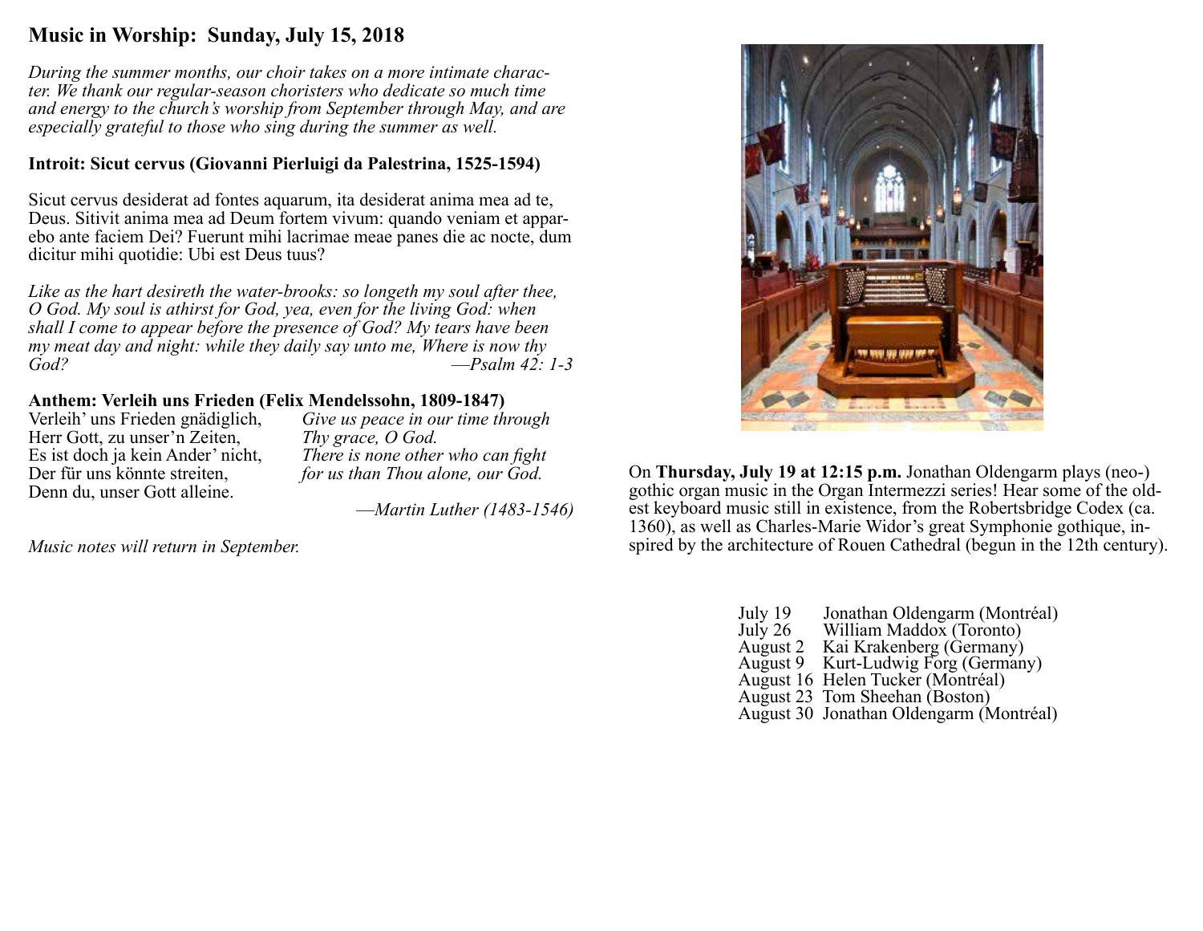## Music in Worship: Sunday, July 15, 2018

*During the summer months, our choir takes on a more intimate character. We thank our regular-season choristers who dedicate so much time and energy to the church's worship from September through May, and are especially grateful to those who sing during the summer as well.*

**Introit: Sicut cervus (Giovanni Pierluigi da Palestrina, 1525-1594)**

Sicut cervus desiderat ad fontes aquarum, ita desiderat anima mea ad te, Deus. Sitivit anima mea ad Deum fortem vivum: quando veniam et apparebo ante faciem Dei? Fuerunt mihi lacrimae meae panes die ac nocte, dum dicitur mihi quotidie: Ubi est Deus tuus?

*Like as the hart desireth the water-brooks: so longeth my soul after thee, O God. My soul is athirst for God, yea, even for the living God: when shall I come to appear before the presence of God? My tears have been my meat day and night: while they daily say unto me, Where is now thy God?* *—Psalm 42: 1-3*

**Anthem: Verleih uns Frieden (Felix Mendelssohn, 1809-1847)**

| | |
|---|---|
| Verleih' uns Frieden gnädiglich, | *Give us peace in our time through* |
| Herr Gott, zu unser'n Zeiten, | *Thy grace, O God.* |
| Es ist doch ja kein Ander' nicht, | *There is none other who can fight* |
| Der für uns könnte streiten, | *for us than Thou alone, our God.* |
| Denn du, unser Gott alleine. | |

*—Martin Luther (1483-1546)*

*Music notes will return in September.*

On **Thursday, July 19 at 12:15 p.m.** Jonathan Oldengarm plays (neo-)gothic organ music in the Organ Intermezzi series! Hear some of the oldest keyboard music still in existence, from the Robertsbridge Codex (ca. 1360), as well as Charles-Marie Widor's great Symphonie gothique, inspired by the architecture of Rouen Cathedral (begun in the 12th century).

| | |
|---|---|
| July 19 | Jonathan Oldengarm (Montréal) |
| July 26 | William Maddox (Toronto) |
| August 2 | Kai Krakenberg (Germany) |
| August 9 | Kurt-Ludwig Forg (Germany) |
| August 16 | Helen Tucker (Montréal) |
| August 23 | Tom Sheehan (Boston) |
| August 30 | Jonathan Oldengarm (Montréal) |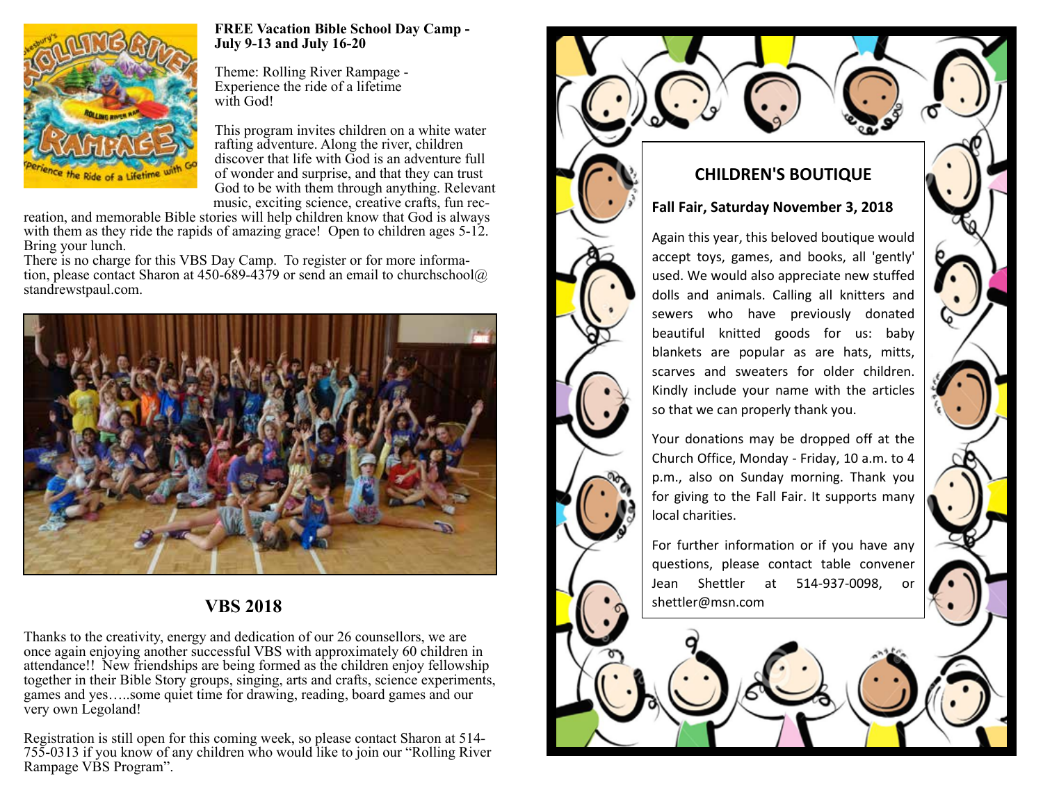**FREE Vacation Bible School Day Camp - July 9-13 and July 16-20**

Theme: Rolling River Rampage - Experience the ride of a lifetime with God!

This program invites children on a white water rafting adventure. Along the river, children discover that life with God is an adventure full of wonder and surprise, and that they can trust God to be with them through anything. Relevant music, exciting science, creative crafts, fun recreation, and memorable Bible stories will help children know that God is always with them as they ride the rapids of amazing grace! Open to children ages 5-12. Bring your lunch.

There is no charge for this VBS Day Camp. To register or for more information, please contact Sharon at 450-689-4379 or send an email to churchschool@standrewstpaul.com.

## VBS 2018

Thanks to the creativity, energy and dedication of our 26 counsellors, we are once again enjoying another successful VBS with approximately 60 children in attendance!! New friendships are being formed as the children enjoy fellowship together in their Bible Story groups, singing, arts and crafts, science experiments, games and yes…..some quiet time for drawing, reading, board games and our very own Legoland!

Registration is still open for this coming week, so please contact Sharon at 514-755-0313 if you know of any children who would like to join our "Rolling River Rampage VBS Program".

## CHILDREN'S BOUTIQUE

**Fall Fair, Saturday November 3, 2018**

Again this year, this beloved boutique would accept toys, games, and books, all 'gently' used. We would also appreciate new stuffed dolls and animals. Calling all knitters and sewers who have previously donated beautiful knitted goods for us: baby blankets are popular as are hats, mitts, scarves and sweaters for older children. Kindly include your name with the articles so that we can properly thank you.

Your donations may be dropped off at the Church Office, Monday - Friday, 10 a.m. to 4 p.m., also on Sunday morning. Thank you for giving to the Fall Fair. It supports many local charities.

For further information or if you have any questions, please contact table convener Jean Shettler at 514-937-0098, or shettler@msn.com